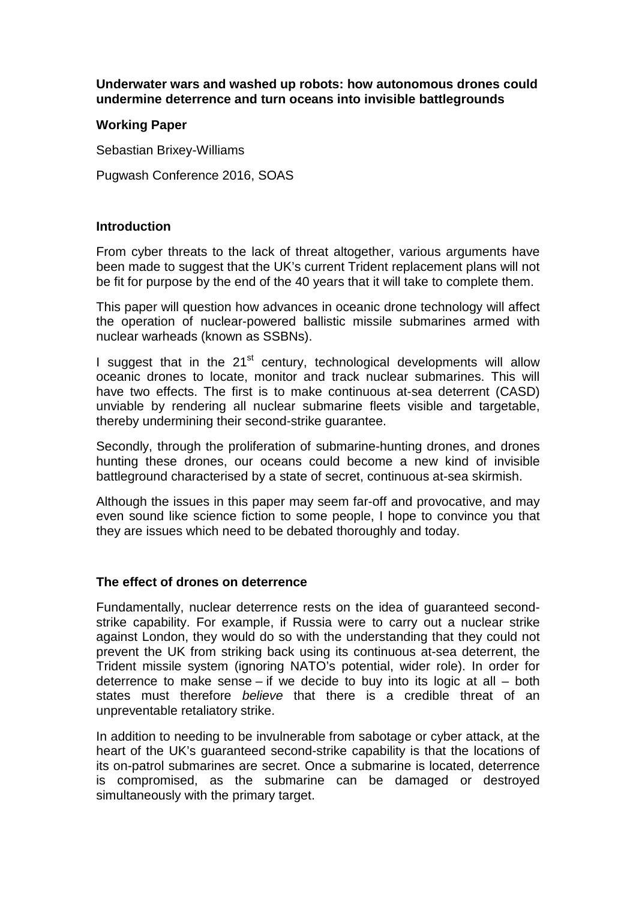**Underwater wars and washed up robots: how autonomous drones could undermine deterrence and turn oceans into invisible battlegrounds**

**Working Paper**

Sebastian Brixey-Williams

Pugwash Conference 2016, SOAS

## Introduction

From cyber threats to the lack of threat altogether, various arguments have been made to suggest that the UK's current Trident replacement plans will not be fit for purpose by the end of the 40 years that it will take to complete them.

This paper will question how advances in oceanic drone technology will affect the operation of nuclear-powered ballistic missile submarines armed with nuclear warheads (known as SSBNs).

I suggest that in the 21st century, technological developments will allow oceanic drones to locate, monitor and track nuclear submarines. This will have two effects. The first is to make continuous at-sea deterrent (CASD) unviable by rendering all nuclear submarine fleets visible and targetable, thereby undermining their second-strike guarantee.

Secondly, through the proliferation of submarine-hunting drones, and drones hunting these drones, our oceans could become a new kind of invisible battleground characterised by a state of secret, continuous at-sea skirmish.

Although the issues in this paper may seem far-off and provocative, and may even sound like science fiction to some people, I hope to convince you that they are issues which need to be debated thoroughly and today.

## The effect of drones on deterrence

Fundamentally, nuclear deterrence rests on the idea of guaranteed second-strike capability. For example, if Russia were to carry out a nuclear strike against London, they would do so with the understanding that they could not prevent the UK from striking back using its continuous at-sea deterrent, the Trident missile system (ignoring NATO's potential, wider role). In order for deterrence to make sense – if we decide to buy into its logic at all – both states must therefore *believe* that there is a credible threat of an unpreventable retaliatory strike.

In addition to needing to be invulnerable from sabotage or cyber attack, at the heart of the UK's guaranteed second-strike capability is that the locations of its on-patrol submarines are secret. Once a submarine is located, deterrence is compromised, as the submarine can be damaged or destroyed simultaneously with the primary target.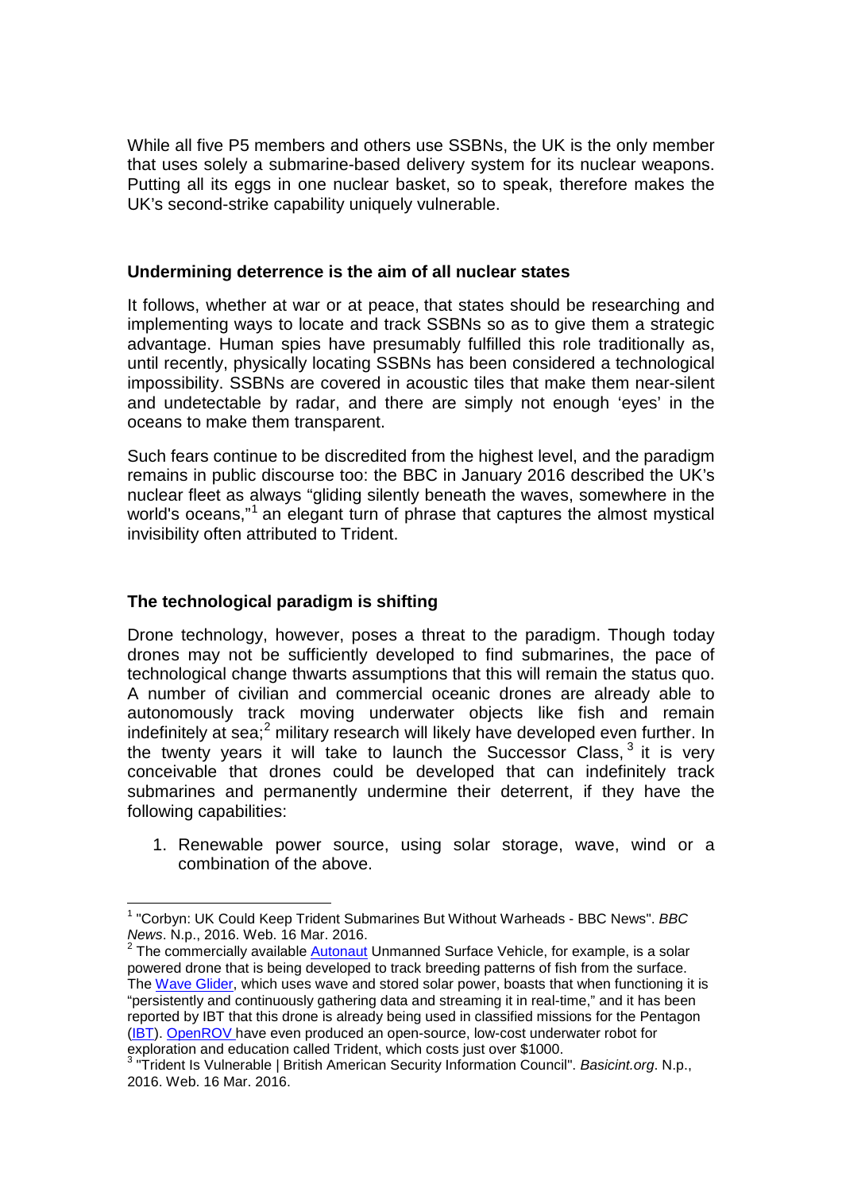While all five P5 members and others use SSBNs, the UK is the only member that uses solely a submarine-based delivery system for its nuclear weapons. Putting all its eggs in one nuclear basket, so to speak, therefore makes the UK's second-strike capability uniquely vulnerable.

**Undermining deterrence is the aim of all nuclear states**

It follows, whether at war or at peace, that states should be researching and implementing ways to locate and track SSBNs so as to give them a strategic advantage. Human spies have presumably fulfilled this role traditionally as, until recently, physically locating SSBNs has been considered a technological impossibility. SSBNs are covered in acoustic tiles that make them near-silent and undetectable by radar, and there are simply not enough 'eyes' in the oceans to make them transparent.

Such fears continue to be discredited from the highest level, and the paradigm remains in public discourse too: the BBC in January 2016 described the UK's nuclear fleet as always "gliding silently beneath the waves, somewhere in the world's oceans,"[1] an elegant turn of phrase that captures the almost mystical invisibility often attributed to Trident.

**The technological paradigm is shifting**

Drone technology, however, poses a threat to the paradigm. Though today drones may not be sufficiently developed to find submarines, the pace of technological change thwarts assumptions that this will remain the status quo. A number of civilian and commercial oceanic drones are already able to autonomously track moving underwater objects like fish and remain indefinitely at sea;[2] military research will likely have developed even further. In the twenty years it will take to launch the Successor Class,[3] it is very conceivable that drones could be developed that can indefinitely track submarines and permanently undermine their deterrent, if they have the following capabilities:

1. Renewable power source, using solar storage, wave, wind or a combination of the above.

---

[1] "Corbyn: UK Could Keep Trident Submarines But Without Warheads - BBC News". *BBC News*. N.p., 2016. Web. 16 Mar. 2016.

[2] The commercially available Autonaut Unmanned Surface Vehicle, for example, is a solar powered drone that is being developed to track breeding patterns of fish from the surface. The Wave Glider, which uses wave and stored solar power, boasts that when functioning it is "persistently and continuously gathering data and streaming it in real-time," and it has been reported by IBT that this drone is already being used in classified missions for the Pentagon (IBT). OpenROV have even produced an open-source, low-cost underwater robot for exploration and education called Trident, which costs just over $1000.

[3] "Trident Is Vulnerable | British American Security Information Council". *Basicint.org*. N.p., 2016. Web. 16 Mar. 2016.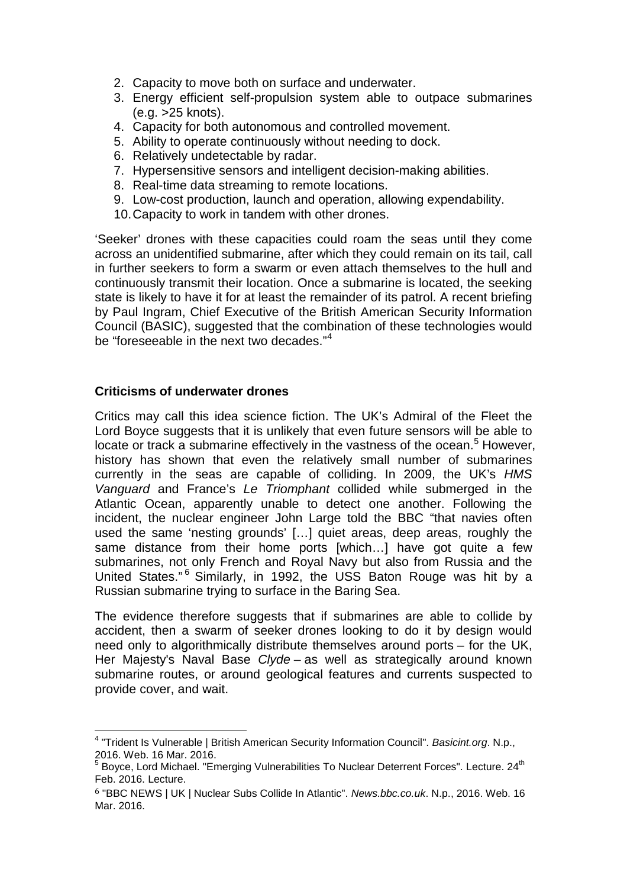2. Capacity to move both on surface and underwater.
3. Energy efficient self-propulsion system able to outpace submarines (e.g. >25 knots).
4. Capacity for both autonomous and controlled movement.
5. Ability to operate continuously without needing to dock.
6. Relatively undetectable by radar.
7. Hypersensitive sensors and intelligent decision-making abilities.
8. Real-time data streaming to remote locations.
9. Low-cost production, launch and operation, allowing expendability.
10. Capacity to work in tandem with other drones.

'Seeker' drones with these capacities could roam the seas until they come across an unidentified submarine, after which they could remain on its tail, call in further seekers to form a swarm or even attach themselves to the hull and continuously transmit their location. Once a submarine is located, the seeking state is likely to have it for at least the remainder of its patrol. A recent briefing by Paul Ingram, Chief Executive of the British American Security Information Council (BASIC), suggested that the combination of these technologies would be "foreseeable in the next two decades."[4]

**Criticisms of underwater drones**

Critics may call this idea science fiction. The UK's Admiral of the Fleet the Lord Boyce suggests that it is unlikely that even future sensors will be able to locate or track a submarine effectively in the vastness of the ocean.[5] However, history has shown that even the relatively small number of submarines currently in the seas are capable of colliding. In 2009, the UK's *HMS Vanguard* and France's *Le Triomphant* collided while submerged in the Atlantic Ocean, apparently unable to detect one another. Following the incident, the nuclear engineer John Large told the BBC "that navies often used the same 'nesting grounds' […] quiet areas, deep areas, roughly the same distance from their home ports [which…] have got quite a few submarines, not only French and Royal Navy but also from Russia and the United States."[6] Similarly, in 1992, the USS Baton Rouge was hit by a Russian submarine trying to surface in the Baring Sea.

The evidence therefore suggests that if submarines are able to collide by accident, then a swarm of seeker drones looking to do it by design would need only to algorithmically distribute themselves around ports – for the UK, Her Majesty's Naval Base *Clyde* – as well as strategically around known submarine routes, or around geological features and currents suspected to provide cover, and wait.

---

[4] "Trident Is Vulnerable | British American Security Information Council". *Basicint.org*. N.p., 2016. Web. 16 Mar. 2016.

[5] Boyce, Lord Michael. "Emerging Vulnerabilities To Nuclear Deterrent Forces". Lecture. 24th Feb. 2016. Lecture.

[6] "BBC NEWS | UK | Nuclear Subs Collide In Atlantic". *News.bbc.co.uk*. N.p., 2016. Web. 16 Mar. 2016.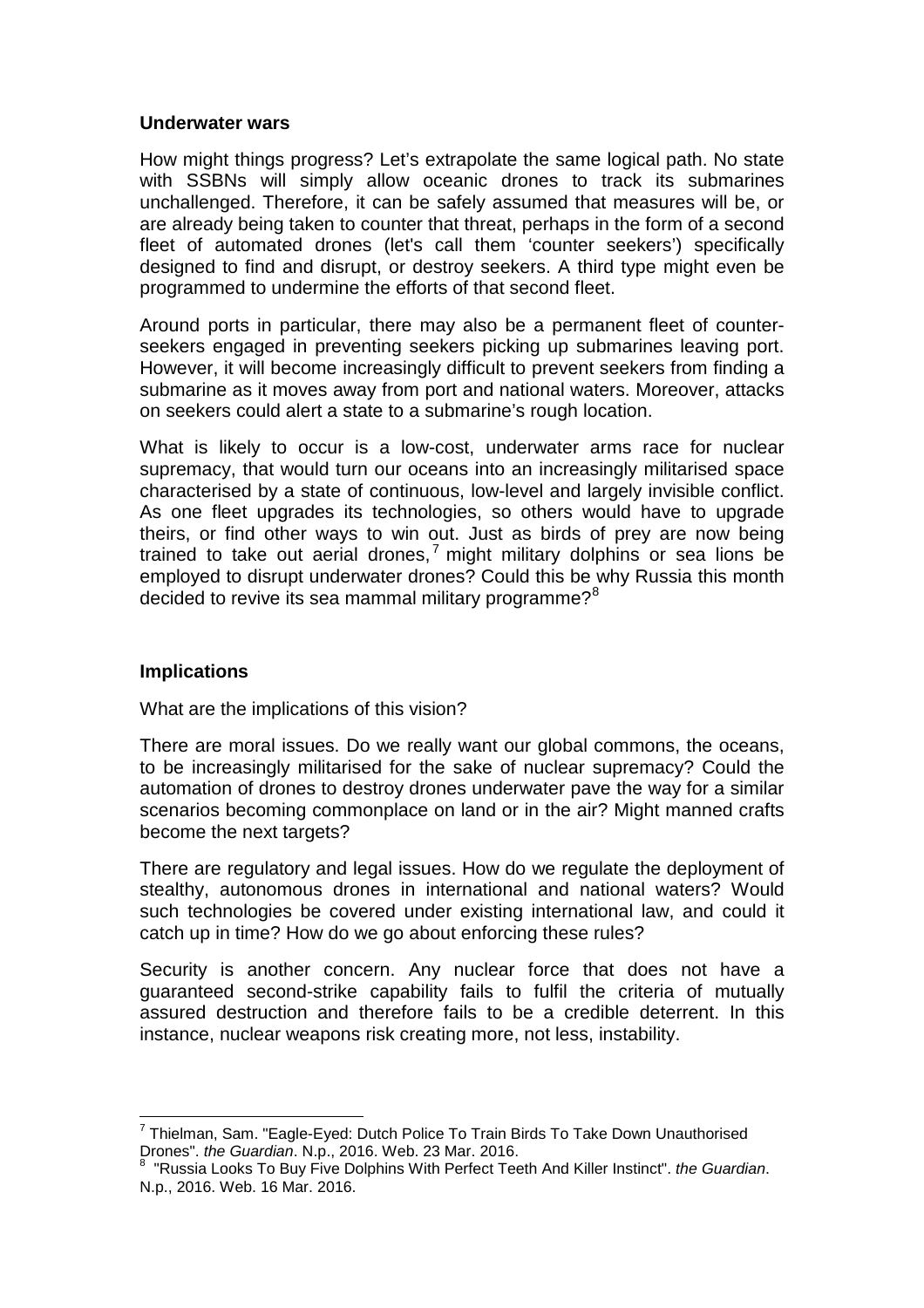## Underwater wars

How might things progress? Let's extrapolate the same logical path. No state with SSBNs will simply allow oceanic drones to track its submarines unchallenged. Therefore, it can be safely assumed that measures will be, or are already being taken to counter that threat, perhaps in the form of a second fleet of automated drones (let's call them 'counter seekers') specifically designed to find and disrupt, or destroy seekers. A third type might even be programmed to undermine the efforts of that second fleet.

Around ports in particular, there may also be a permanent fleet of counter-seekers engaged in preventing seekers picking up submarines leaving port. However, it will become increasingly difficult to prevent seekers from finding a submarine as it moves away from port and national waters. Moreover, attacks on seekers could alert a state to a submarine's rough location.

What is likely to occur is a low-cost, underwater arms race for nuclear supremacy, that would turn our oceans into an increasingly militarised space characterised by a state of continuous, low-level and largely invisible conflict. As one fleet upgrades its technologies, so others would have to upgrade theirs, or find other ways to win out. Just as birds of prey are now being trained to take out aerial drones,[7] might military dolphins or sea lions be employed to disrupt underwater drones? Could this be why Russia this month decided to revive its sea mammal military programme?[8]

## Implications

What are the implications of this vision?

There are moral issues. Do we really want our global commons, the oceans, to be increasingly militarised for the sake of nuclear supremacy? Could the automation of drones to destroy drones underwater pave the way for a similar scenarios becoming commonplace on land or in the air? Might manned crafts become the next targets?

There are regulatory and legal issues. How do we regulate the deployment of stealthy, autonomous drones in international and national waters? Would such technologies be covered under existing international law, and could it catch up in time? How do we go about enforcing these rules?

Security is another concern. Any nuclear force that does not have a guaranteed second-strike capability fails to fulfil the criteria of mutually assured destruction and therefore fails to be a credible deterrent. In this instance, nuclear weapons risk creating more, not less, instability.

---

[7] Thielman, Sam. "Eagle-Eyed: Dutch Police To Train Birds To Take Down Unauthorised Drones". *the Guardian*. N.p., 2016. Web. 23 Mar. 2016.

[8] "Russia Looks To Buy Five Dolphins With Perfect Teeth And Killer Instinct". *the Guardian*. N.p., 2016. Web. 16 Mar. 2016.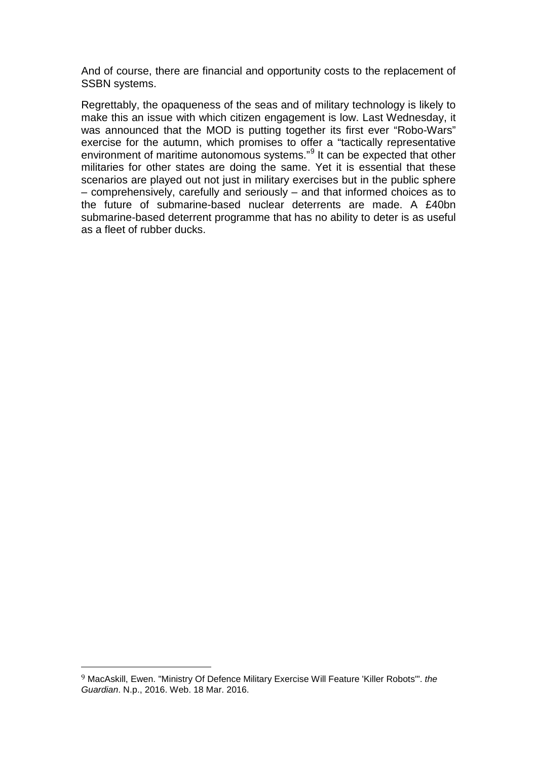And of course, there are financial and opportunity costs to the replacement of SSBN systems.

Regrettably, the opaqueness of the seas and of military technology is likely to make this an issue with which citizen engagement is low. Last Wednesday, it was announced that the MOD is putting together its first ever "Robo-Wars" exercise for the autumn, which promises to offer a "tactically representative environment of maritime autonomous systems."[9] It can be expected that other militaries for other states are doing the same. Yet it is essential that these scenarios are played out not just in military exercises but in the public sphere – comprehensively, carefully and seriously – and that informed choices as to the future of submarine-based nuclear deterrents are made. A £40bn submarine-based deterrent programme that has no ability to deter is as useful as a fleet of rubber ducks.

---

[9] MacAskill, Ewen. "Ministry Of Defence Military Exercise Will Feature 'Killer Robots'". *the Guardian*. N.p., 2016. Web. 18 Mar. 2016.